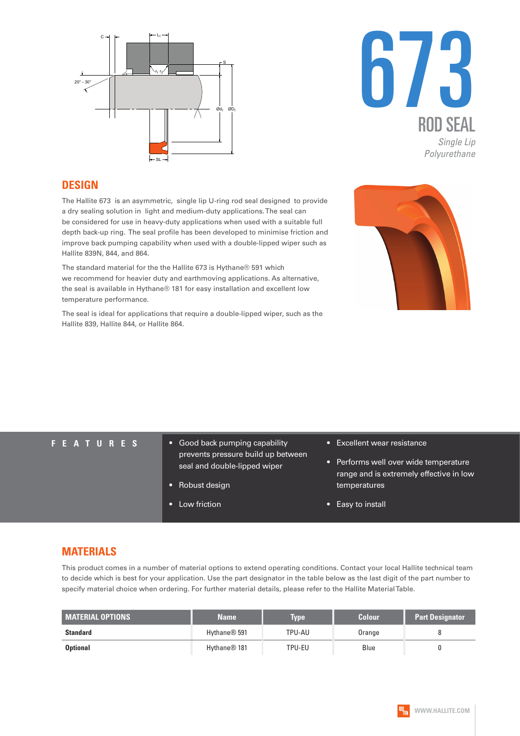# 673

## ROD SEAL

*Single Lip*
*Polyurethane*

## DESIGN

The Hallite 673 is an asymmetric, single lip U-ring rod seal designed to provide a dry sealing solution in light and medium-duty applications. The seal can be considered for use in heavy-duty applications when used with a suitable full depth back-up ring. The seal profile has been developed to minimise friction and improve back pumping capability when used with a double-lipped wiper such as Hallite 839N, 844, and 864.

The standard material for the the Hallite 673 is Hythane® 591 which we recommend for heavier duty and earthmoving applications. As alternative, the seal is available in Hythane® 181 for easy installation and excellent low temperature performance.

The seal is ideal for applications that require a double-lipped wiper, such as the Hallite 839, Hallite 844, or Hallite 864.

## FEATURES

- Good back pumping capability prevents pressure build up between seal and double-lipped wiper
- Robust design
- Low friction
- Excellent wear resistance
- Performs well over wide temperature range and is extremely effective in low temperatures
- Easy to install

## MATERIALS

This product comes in a number of material options to extend operating conditions. Contact your local Hallite technical team to decide which is best for your application. Use the part designator in the table below as the last digit of the part number to specify material choice when ordering. For further material details, please refer to the Hallite Material Table.

| MATERIAL OPTIONS | Name | Type | Colour | Part Designator |
|---|---|---|---|---|
| **Standard** | Hythane® 591 | TPU-AU | Orange | 8 |
| **Optional** | Hythane® 181 | TPU-EU | Blue | 0 |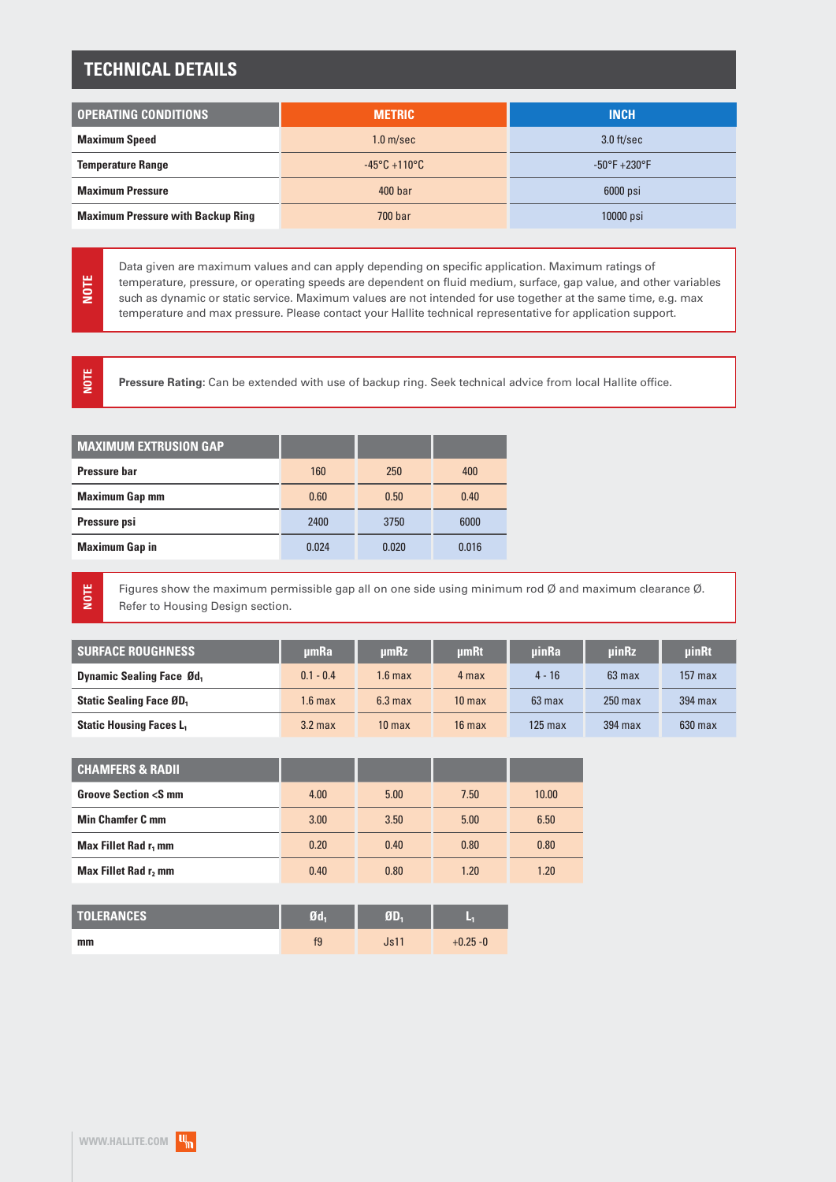## TECHNICAL DETAILS

| OPERATING CONDITIONS | METRIC | INCH |
|---|---|---|
| **Maximum Speed** | 1.0 m/sec | 3.0 ft/sec |
| **Temperature Range** | -45°C +110°C | -50°F +230°F |
| **Maximum Pressure** | 400 bar | 6000 psi |
| **Maximum Pressure with Backup Ring** | 700 bar | 10000 psi |

**NOTE** Data given are maximum values and can apply depending on specific application. Maximum ratings of temperature, pressure, or operating speeds are dependent on fluid medium, surface, gap value, and other variables such as dynamic or static service. Maximum values are not intended for use together at the same time, e.g. max temperature and max pressure. Please contact your Hallite technical representative for application support.

**NOTE** **Pressure Rating:** Can be extended with use of backup ring. Seek technical advice from local Hallite office.

| MAXIMUM EXTRUSION GAP | | | |
|---|---|---|---|
| **Pressure bar** | 160 | 250 | 400 |
| **Maximum Gap mm** | 0.60 | 0.50 | 0.40 |
| **Pressure psi** | 2400 | 3750 | 6000 |
| **Maximum Gap in** | 0.024 | 0.020 | 0.016 |

**NOTE** Figures show the maximum permissible gap all on one side using minimum rod Ø and maximum clearance Ø. Refer to Housing Design section.

| SURFACE ROUGHNESS | µmRa | µmRz | µmRt | µinRa | µinRz | µinRt |
|---|---|---|---|---|---|---|
| **Dynamic Sealing Face $Ød_1$** | 0.1 - 0.4 | 1.6 max | 4 max | 4 - 16 | 63 max | 157 max |
| **Static Sealing Face $ØD_1$** | 1.6 max | 6.3 max | 10 max | 63 max | 250 max | 394 max |
| **Static Housing Faces $L_1$** | 3.2 max | 10 max | 16 max | 125 max | 394 max | 630 max |

| CHAMFERS & RADII | | | | |
|---|---|---|---|---|
| **Groove Section <S mm** | 4.00 | 5.00 | 7.50 | 10.00 |
| **Min Chamfer C mm** | 3.00 | 3.50 | 5.00 | 6.50 |
| **Max Fillet Rad $r_1$ mm** | 0.20 | 0.40 | 0.80 | 0.80 |
| **Max Fillet Rad $r_2$ mm** | 0.40 | 0.80 | 1.20 | 1.20 |

| TOLERANCES | $Ød_1$ | $ØD_1$ | $L_1$ |
|---|---|---|---|
| **mm** | f9 | Js11 | +0.25 -0 |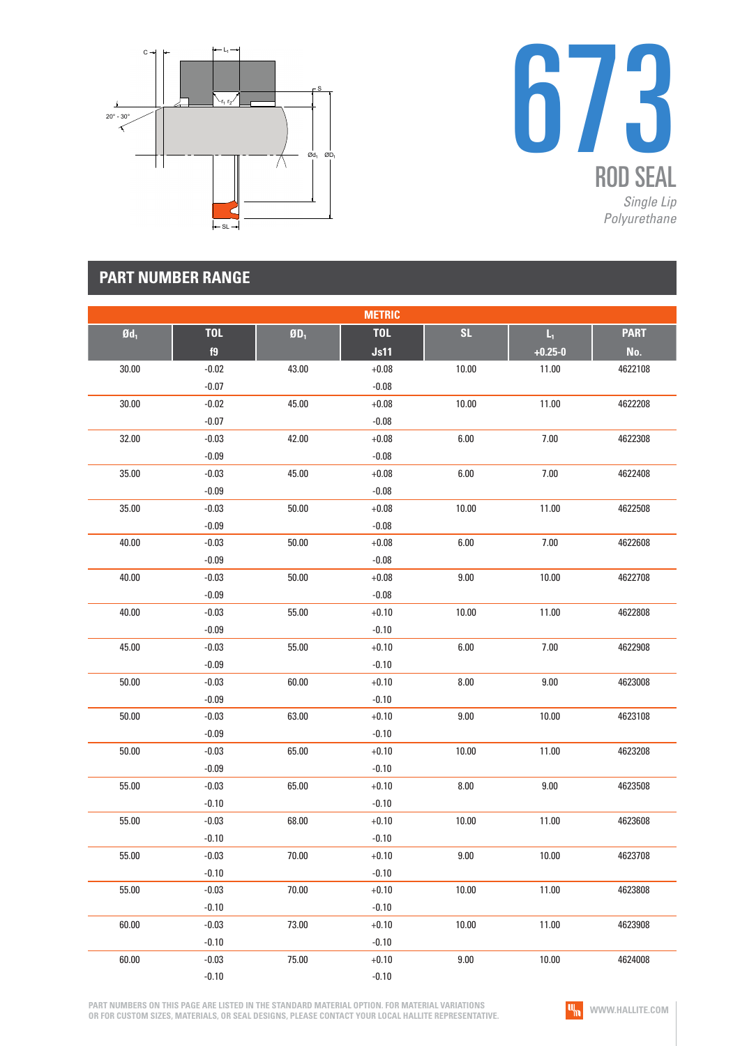# 673

## ROD SEAL

*Single Lip*
*Polyurethane*

## PART NUMBER RANGE

| METRIC | | | | | | |
|---|---|---|---|---|---|---|
| $Ød_1$ | TOL f9 | $ØD_1$ | TOL Js11 | SL | $L_1$ +0.25-0 | PART No. |
| 30.00 | -0.02 -0.07 | 43.00 | +0.08 -0.08 | 10.00 | 11.00 | 4622108 |
| 30.00 | -0.02 -0.07 | 45.00 | +0.08 -0.08 | 10.00 | 11.00 | 4622208 |
| 32.00 | -0.03 -0.09 | 42.00 | +0.08 -0.08 | 6.00 | 7.00 | 4622308 |
| 35.00 | -0.03 -0.09 | 45.00 | +0.08 -0.08 | 6.00 | 7.00 | 4622408 |
| 35.00 | -0.03 -0.09 | 50.00 | +0.08 -0.08 | 10.00 | 11.00 | 4622508 |
| 40.00 | -0.03 -0.09 | 50.00 | +0.08 -0.08 | 6.00 | 7.00 | 4622608 |
| 40.00 | -0.03 -0.09 | 50.00 | +0.08 -0.08 | 9.00 | 10.00 | 4622708 |
| 40.00 | -0.03 -0.09 | 55.00 | +0.10 -0.10 | 10.00 | 11.00 | 4622808 |
| 45.00 | -0.03 -0.09 | 55.00 | +0.10 -0.10 | 6.00 | 7.00 | 4622908 |
| 50.00 | -0.03 -0.09 | 60.00 | +0.10 -0.10 | 8.00 | 9.00 | 4623008 |
| 50.00 | -0.03 -0.09 | 63.00 | +0.10 -0.10 | 9.00 | 10.00 | 4623108 |
| 50.00 | -0.03 -0.09 | 65.00 | +0.10 -0.10 | 10.00 | 11.00 | 4623208 |
| 55.00 | -0.03 -0.10 | 65.00 | +0.10 -0.10 | 8.00 | 9.00 | 4623508 |
| 55.00 | -0.03 -0.10 | 68.00 | +0.10 -0.10 | 10.00 | 11.00 | 4623608 |
| 55.00 | -0.03 -0.10 | 70.00 | +0.10 -0.10 | 9.00 | 10.00 | 4623708 |
| 55.00 | -0.03 -0.10 | 70.00 | +0.10 -0.10 | 10.00 | 11.00 | 4623808 |
| 60.00 | -0.03 -0.10 | 73.00 | +0.10 -0.10 | 10.00 | 11.00 | 4623908 |
| 60.00 | -0.03 -0.10 | 75.00 | +0.10 -0.10 | 9.00 | 10.00 | 4624008 |

PART NUMBERS ON THIS PAGE ARE LISTED IN THE STANDARD MATERIAL OPTION. FOR MATERIAL VARIATIONS OR FOR CUSTOM SIZES, MATERIALS, OR SEAL DESIGNS, PLEASE CONTACT YOUR LOCAL HALLITE REPRESENTATIVE.

WWW.HALLITE.COM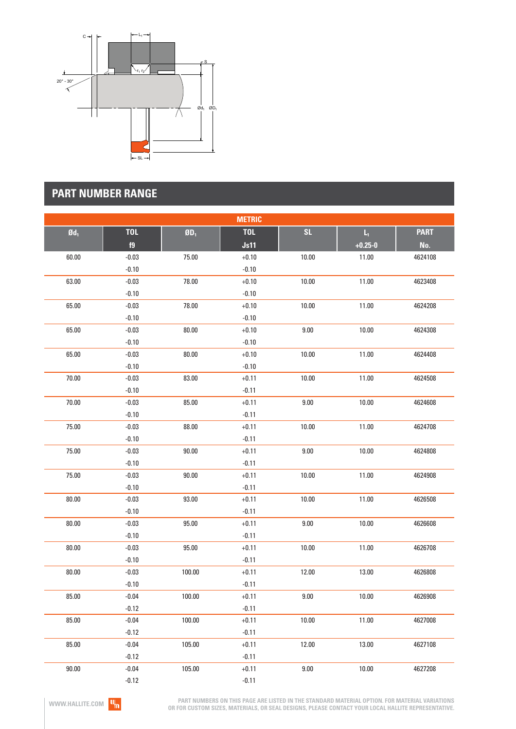## PART NUMBER RANGE

| METRIC | | | | | | |
|---|---|---|---|---|---|---|
| $Ød_1$ | TOL f9 | $ØD_1$ | TOL Js11 | SL | $L_1$ +0.25-0 | PART No. |
| 60.00 | -0.03 -0.10 | 75.00 | +0.10 -0.10 | 10.00 | 11.00 | 4624108 |
| 63.00 | -0.03 -0.10 | 78.00 | +0.10 -0.10 | 10.00 | 11.00 | 4623408 |
| 65.00 | -0.03 -0.10 | 78.00 | +0.10 -0.10 | 10.00 | 11.00 | 4624208 |
| 65.00 | -0.03 -0.10 | 80.00 | +0.10 -0.10 | 9.00 | 10.00 | 4624308 |
| 65.00 | -0.03 -0.10 | 80.00 | +0.10 -0.10 | 10.00 | 11.00 | 4624408 |
| 70.00 | -0.03 -0.10 | 83.00 | +0.11 -0.11 | 10.00 | 11.00 | 4624508 |
| 70.00 | -0.03 -0.10 | 85.00 | +0.11 -0.11 | 9.00 | 10.00 | 4624608 |
| 75.00 | -0.03 -0.10 | 88.00 | +0.11 -0.11 | 10.00 | 11.00 | 4624708 |
| 75.00 | -0.03 -0.10 | 90.00 | +0.11 -0.11 | 9.00 | 10.00 | 4624808 |
| 75.00 | -0.03 -0.10 | 90.00 | +0.11 -0.11 | 10.00 | 11.00 | 4624908 |
| 80.00 | -0.03 -0.10 | 93.00 | +0.11 -0.11 | 10.00 | 11.00 | 4626508 |
| 80.00 | -0.03 -0.10 | 95.00 | +0.11 -0.11 | 9.00 | 10.00 | 4626608 |
| 80.00 | -0.03 -0.10 | 95.00 | +0.11 -0.11 | 10.00 | 11.00 | 4626708 |
| 80.00 | -0.03 -0.10 | 100.00 | +0.11 -0.11 | 12.00 | 13.00 | 4626808 |
| 85.00 | -0.04 -0.12 | 100.00 | +0.11 -0.11 | 9.00 | 10.00 | 4626908 |
| 85.00 | -0.04 -0.12 | 100.00 | +0.11 -0.11 | 10.00 | 11.00 | 4627008 |
| 85.00 | -0.04 -0.12 | 105.00 | +0.11 -0.11 | 12.00 | 13.00 | 4627108 |
| 90.00 | -0.04 -0.12 | 105.00 | +0.11 -0.11 | 9.00 | 10.00 | 4627208 |

PART NUMBERS ON THIS PAGE ARE LISTED IN THE STANDARD MATERIAL OPTION. FOR MATERIAL VARIATIONS OR FOR CUSTOM SIZES, MATERIALS, OR SEAL DESIGNS, PLEASE CONTACT YOUR LOCAL HALLITE REPRESENTATIVE.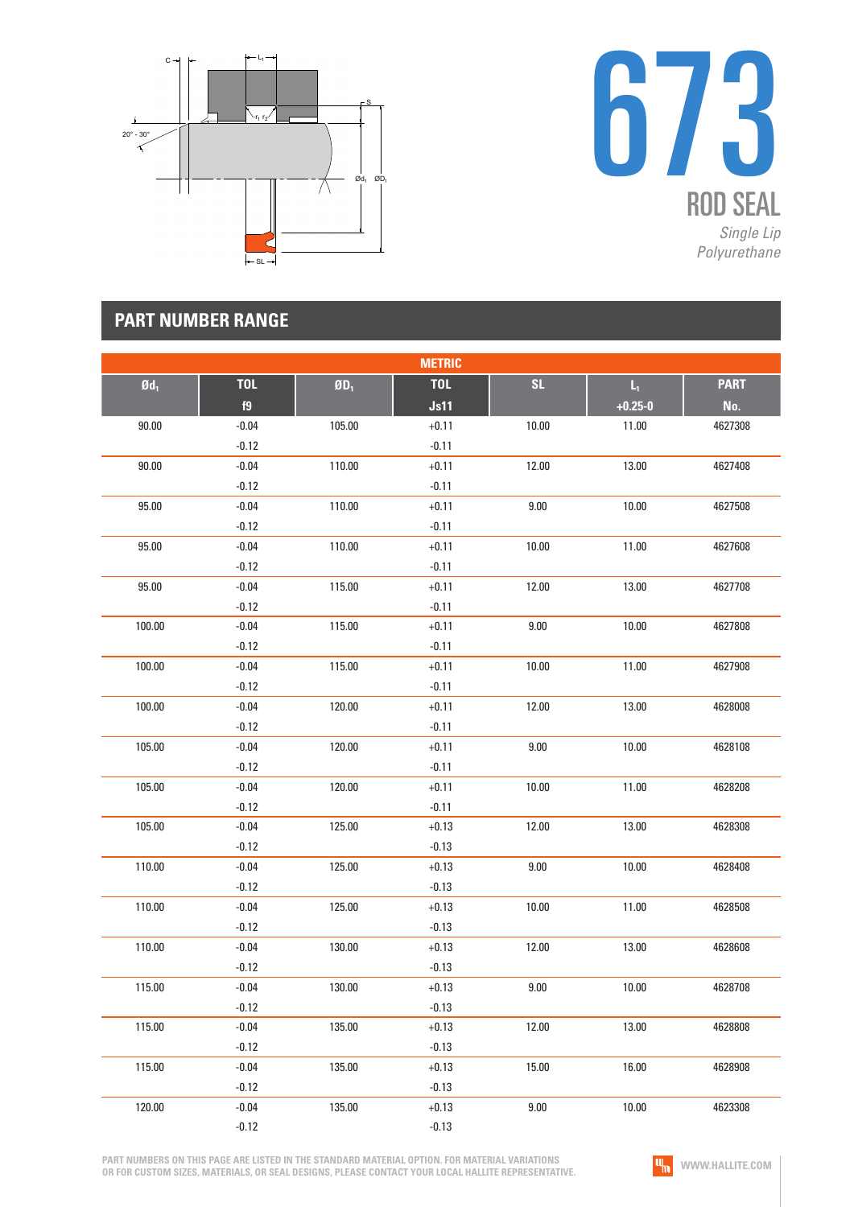# 673

## ROD SEAL

*Single Lip*
*Polyurethane*

## PART NUMBER RANGE

| METRIC | | | | | | |
|---|---|---|---|---|---|---|
| $Ød_1$ | TOL f9 | $ØD_1$ | TOL Js11 | SL | $L_1$ +0.25-0 | PART No. |
| 90.00 | -0.04 -0.12 | 105.00 | +0.11 -0.11 | 10.00 | 11.00 | 4627308 |
| 90.00 | -0.04 -0.12 | 110.00 | +0.11 -0.11 | 12.00 | 13.00 | 4627408 |
| 95.00 | -0.04 -0.12 | 110.00 | +0.11 -0.11 | 9.00 | 10.00 | 4627508 |
| 95.00 | -0.04 -0.12 | 110.00 | +0.11 -0.11 | 10.00 | 11.00 | 4627608 |
| 95.00 | -0.04 -0.12 | 115.00 | +0.11 -0.11 | 12.00 | 13.00 | 4627708 |
| 100.00 | -0.04 -0.12 | 115.00 | +0.11 -0.11 | 9.00 | 10.00 | 4627808 |
| 100.00 | -0.04 -0.12 | 115.00 | +0.11 -0.11 | 10.00 | 11.00 | 4627908 |
| 100.00 | -0.04 -0.12 | 120.00 | +0.11 -0.11 | 12.00 | 13.00 | 4628008 |
| 105.00 | -0.04 -0.12 | 120.00 | +0.11 -0.11 | 9.00 | 10.00 | 4628108 |
| 105.00 | -0.04 -0.12 | 120.00 | +0.11 -0.11 | 10.00 | 11.00 | 4628208 |
| 105.00 | -0.04 -0.12 | 125.00 | +0.13 -0.13 | 12.00 | 13.00 | 4628308 |
| 110.00 | -0.04 -0.12 | 125.00 | +0.13 -0.13 | 9.00 | 10.00 | 4628408 |
| 110.00 | -0.04 -0.12 | 125.00 | +0.13 -0.13 | 10.00 | 11.00 | 4628508 |
| 110.00 | -0.04 -0.12 | 130.00 | +0.13 -0.13 | 12.00 | 13.00 | 4628608 |
| 115.00 | -0.04 -0.12 | 130.00 | +0.13 -0.13 | 9.00 | 10.00 | 4628708 |
| 115.00 | -0.04 -0.12 | 135.00 | +0.13 -0.13 | 12.00 | 13.00 | 4628808 |
| 115.00 | -0.04 -0.12 | 135.00 | +0.13 -0.13 | 15.00 | 16.00 | 4628908 |
| 120.00 | -0.04 -0.12 | 135.00 | +0.13 -0.13 | 9.00 | 10.00 | 4623308 |

PART NUMBERS ON THIS PAGE ARE LISTED IN THE STANDARD MATERIAL OPTION. FOR MATERIAL VARIATIONS OR FOR CUSTOM SIZES, MATERIALS, OR SEAL DESIGNS, PLEASE CONTACT YOUR LOCAL HALLITE REPRESENTATIVE.

WWW.HALLITE.COM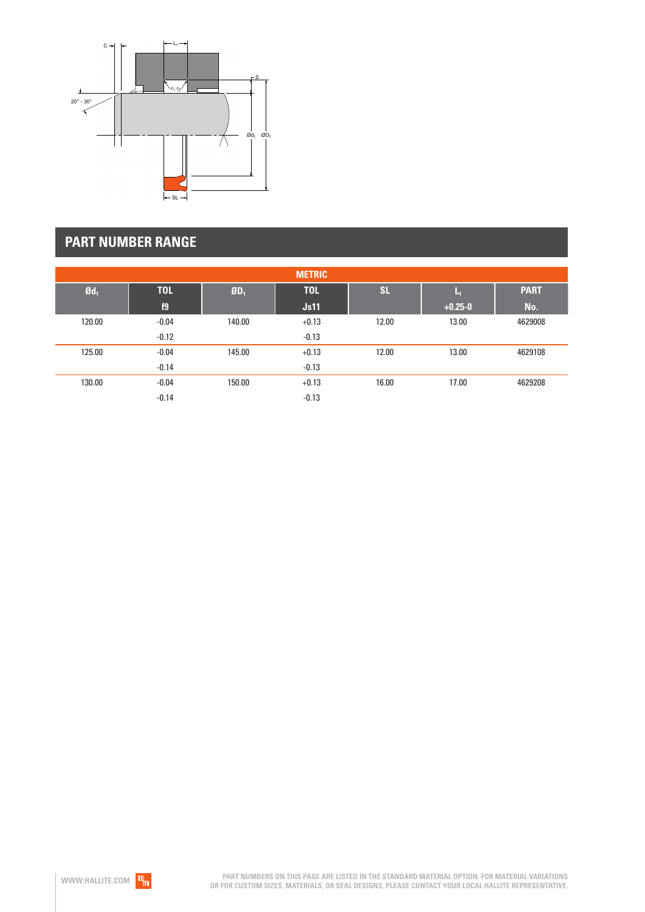## PART NUMBER RANGE

| METRIC | | | | | | |
|---|---|---|---|---|---|---|
| $Ød_1$ | TOL f9 | $ØD_1$ | TOL Js11 | SL | $L_1$ +0.25-0 | PART No. |
| 120.00 | -0.04<br>-0.12 | 140.00 | +0.13<br>-0.13 | 12.00 | 13.00 | 4629008 |
| 125.00 | -0.04<br>-0.14 | 145.00 | +0.13<br>-0.13 | 12.00 | 13.00 | 4629108 |
| 130.00 | -0.04<br>-0.14 | 150.00 | +0.13<br>-0.13 | 16.00 | 17.00 | 4629208 |

WWW.HALLITE.COM

PART NUMBERS ON THIS PAGE ARE LISTED IN THE STANDARD MATERIAL OPTION. FOR MATERIAL VARIATIONS OR FOR CUSTOM SIZES, MATERIALS, OR SEAL DESIGNS, PLEASE CONTACT YOUR LOCAL HALLITE REPRESENTATIVE.